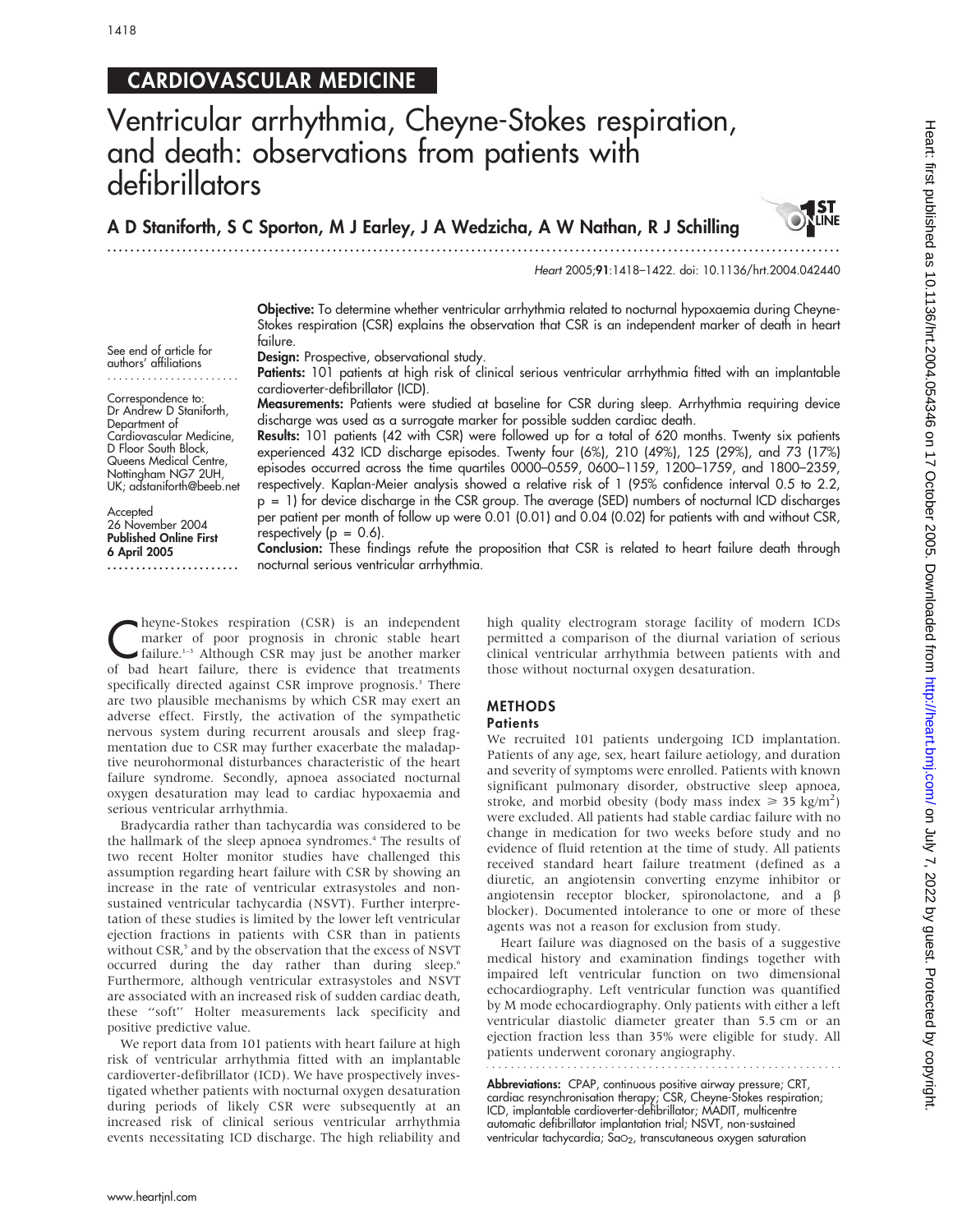## CARDIOVASCULAR MEDICINE

# Ventricular arrhythmia, Cheyne-Stokes respiration, and death: observations from patients with defibrillators

**A D Staniforth, S C Sporton, M J Earley, J A Wedzicha, A W Nathan, R J Schilling**

*Heart* 2005;**91**:1418–1422. doi: 10.1136/hrt.2004.042440

See end of article for authors' affiliations

Correspondence to: Dr Andrew D Staniforth, Department of Cardiovascular Medicine, D Floor South Block, Queens Medical Centre, Nottingham NG7 2UH, UK; adstaniforth@beeb.net

Accepted 26 November 2004
**Published Online First 6 April 2005**

**Objective:** To determine whether ventricular arrhythmia related to nocturnal hypoxaemia during Cheyne-Stokes respiration (CSR) explains the observation that CSR is an independent marker of death in heart failure.

**Design:** Prospective, observational study.

**Patients:** 101 patients at high risk of clinical serious ventricular arrhythmia fitted with an implantable cardioverter-defibrillator (ICD).

**Measurements:** Patients were studied at baseline for CSR during sleep. Arrhythmia requiring device discharge was used as a surrogate marker for possible sudden cardiac death.

**Results:** 101 patients (42 with CSR) were followed up for a total of 620 months. Twenty six patients experienced 432 ICD discharge episodes. Twenty four (6%), 210 (49%), 125 (29%), and 73 (17%) episodes occurred across the time quartiles 0000–0559, 0600–1159, 1200–1759, and 1800–2359, respectively. Kaplan-Meier analysis showed a relative risk of 1 (95% confidence interval 0.5 to 2.2, $p = 1$) for device discharge in the CSR group. The average (SED) numbers of nocturnal ICD discharges per patient per month of follow up were 0.01 (0.01) and 0.04 (0.02) for patients with and without CSR, respectively ($p = 0.6$).

**Conclusion:** These findings refute the proposition that CSR is related to heart failure death through nocturnal serious ventricular arrhythmia.

Cheyne-Stokes respiration (CSR) is an independent marker of poor prognosis in chronic stable heart failure.[1–3] Although CSR may just be another marker of bad heart failure, there is evidence that treatments specifically directed against CSR improve prognosis.[3] There are two plausible mechanisms by which CSR may exert an adverse effect. Firstly, the activation of the sympathetic nervous system during recurrent arousals and sleep fragmentation due to CSR may further exacerbate the maladaptive neurohormonal disturbances characteristic of the heart failure syndrome. Secondly, apnoea associated nocturnal oxygen desaturation may lead to cardiac hypoxaemia and serious ventricular arrhythmia.

Bradycardia rather than tachycardia was considered to be the hallmark of the sleep apnoea syndromes.[4] The results of two recent Holter monitor studies have challenged this assumption regarding heart failure with CSR by showing an increase in the rate of ventricular extrasystoles and non-sustained ventricular tachycardia (NSVT). Further interpretation of these studies is limited by the lower left ventricular ejection fractions in patients with CSR than in patients without CSR,[5] and by the observation that the excess of NSVT occurred during the day rather than during sleep.[6] Furthermore, although ventricular extrasystoles and NSVT are associated with an increased risk of sudden cardiac death, these "soft" Holter measurements lack specificity and positive predictive value.

We report data from 101 patients with heart failure at high risk of ventricular arrhythmia fitted with an implantable cardioverter-defibrillator (ICD). We have prospectively investigated whether patients with nocturnal oxygen desaturation during periods of likely CSR were subsequently at an increased risk of clinical serious ventricular arrhythmia events necessitating ICD discharge. The high reliability and high quality electrogram storage facility of modern ICDs permitted a comparison of the diurnal variation of serious clinical ventricular arrhythmia between patients with and those without nocturnal oxygen desaturation.

## METHODS

### Patients

We recruited 101 patients undergoing ICD implantation. Patients of any age, sex, heart failure aetiology, and duration and severity of symptoms were enrolled. Patients with known significant pulmonary disorder, obstructive sleep apnoea, stroke, and morbid obesity (body mass index $\geq 35$ kg/m$^2$) were excluded. All patients had stable cardiac failure with no change in medication for two weeks before study and no evidence of fluid retention at the time of study. All patients received standard heart failure treatment (defined as a diuretic, an angiotensin converting enzyme inhibitor or angiotensin receptor blocker, spironolactone, and a $\beta$ blocker). Documented intolerance to one or more of these agents was not a reason for exclusion from study.

Heart failure was diagnosed on the basis of a suggestive medical history and examination findings together with impaired left ventricular function on two dimensional echocardiography. Left ventricular function was quantified by M mode echocardiography. Only patients with either a left ventricular diastolic diameter greater than 5.5 cm or an ejection fraction less than 35% were eligible for study. All patients underwent coronary angiography.

**Abbreviations:** CPAP, continuous positive airway pressure; CRT, cardiac resynchronisation therapy; CSR, Cheyne-Stokes respiration; ICD, implantable cardioverter-defibrillator; MADIT, multicentre automatic defibrillator implantation trial; NSVT, non-sustained ventricular tachycardia; $SaO_2$, transcutaneous oxygen saturation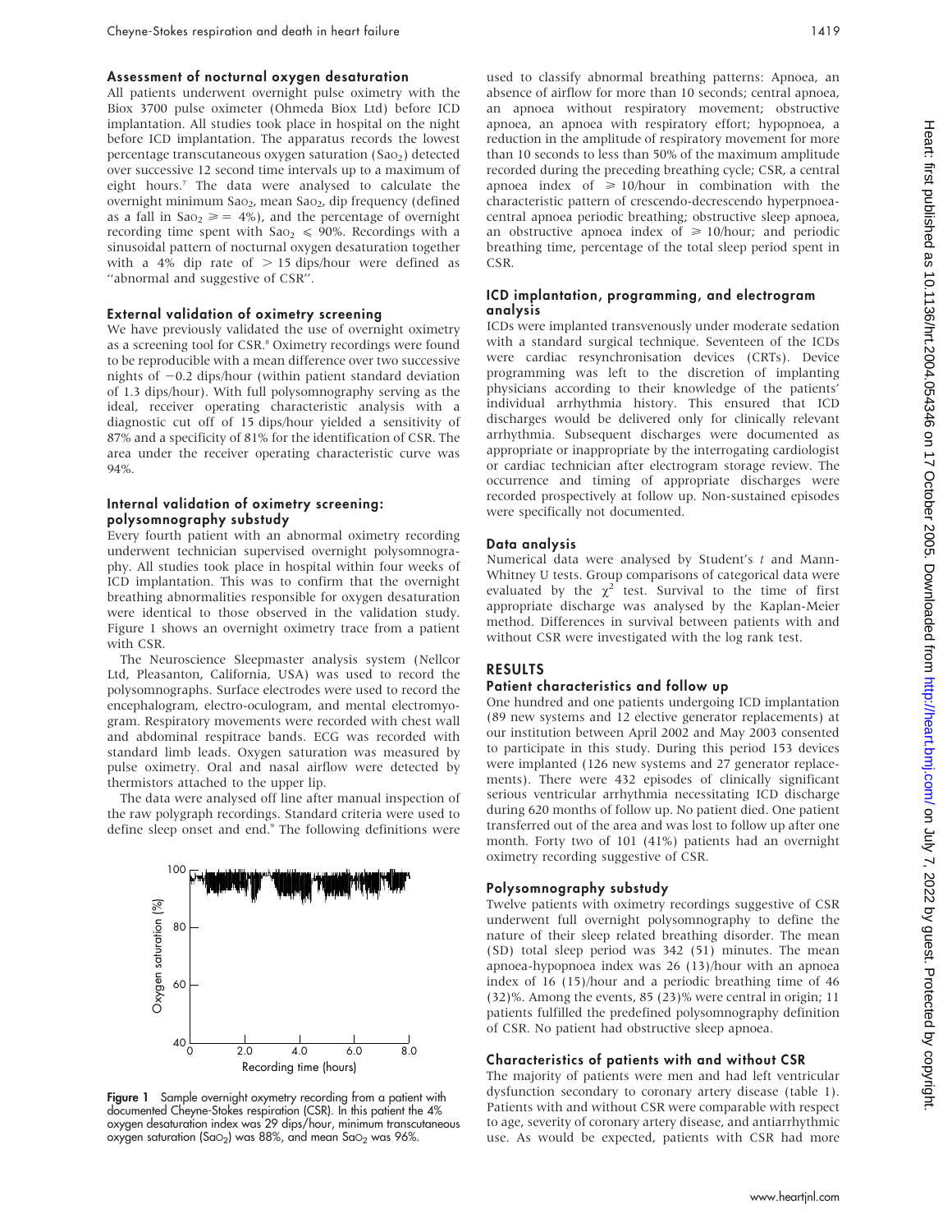### Assessment of nocturnal oxygen desaturation

All patients underwent overnight pulse oximetry with the Biox 3700 pulse oximeter (Ohmeda Biox Ltd) before ICD implantation. All studies took place in hospital on the night before ICD implantation. The apparatus records the lowest percentage transcutaneous oxygen saturation ($SaO_2$) detected over successive 12 second time intervals up to a maximum of eight hours.[7] The data were analysed to calculate the overnight minimum $SaO_2$, mean $SaO_2$, dip frequency (defined as a fall in $SaO_2 \geqslant 4\%$), and the percentage of overnight recording time spent with $SaO_2 \leqslant 90\%$. Recordings with a sinusoidal pattern of nocturnal oxygen desaturation together with a 4% dip rate of $> 15$ dips/hour were defined as "abnormal and suggestive of CSR".

### External validation of oximetry screening

We have previously validated the use of overnight oximetry as a screening tool for CSR.[8] Oximetry recordings were found to be reproducible with a mean difference over two successive nights of −0.2 dips/hour (within patient standard deviation of 1.3 dips/hour). With full polysomnography serving as the ideal, receiver operating characteristic analysis with a diagnostic cut off of 15 dips/hour yielded a sensitivity of 87% and a specificity of 81% for the identification of CSR. The area under the receiver operating characteristic curve was 94%.

### Internal validation of oximetry screening: polysomnography substudy

Every fourth patient with an abnormal oximetry recording underwent technician supervised overnight polysomnography. All studies took place in hospital within four weeks of ICD implantation. This was to confirm that the overnight breathing abnormalities responsible for oxygen desaturation were identical to those observed in the validation study. Figure 1 shows an overnight oximetry trace from a patient with CSR.

The Neuroscience Sleepmaster analysis system (Nellcor Ltd, Pleasanton, California, USA) was used to record the polysomnographs. Surface electrodes were used to record the encephalogram, electro-oculogram, and mental electromyogram. Respiratory movements were recorded with chest wall and abdominal respitrace bands. ECG was recorded with standard limb leads. Oxygen saturation was measured by pulse oximetry. Oral and nasal airflow were detected by thermistors attached to the upper lip.

The data were analysed off line after manual inspection of the raw polygraph recordings. Standard criteria were used to define sleep onset and end.[9] The following definitions were used to classify abnormal breathing patterns: Apnoea, an absence of airflow for more than 10 seconds; central apnoea, an apnoea without respiratory movement; obstructive apnoea, an apnoea with respiratory effort; hypopnoea, a reduction in the amplitude of respiratory movement for more than 10 seconds to less than 50% of the maximum amplitude recorded during the preceding breathing cycle; CSR, a central apnoea index of $\geqslant 10$/hour in combination with the characteristic pattern of crescendo-decrescendo hyperpnoea-central apnoea periodic breathing; obstructive sleep apnoea, an obstructive apnoea index of $\geqslant 10$/hour; and periodic breathing time, percentage of the total sleep period spent in CSR.

**Figure 1** Sample overnight oximetry recording from a patient with documented Cheyne-Stokes respiration (CSR). In this patient the 4% oxygen desaturation index was 29 dips/hour, minimum transcutaneous oxygen saturation ($SaO_2$) was 88%, and mean $SaO_2$ was 96%.

### ICD implantation, programming, and electrogram analysis

ICDs were implanted transvenously under moderate sedation with a standard surgical technique. Seventeen of the ICDs were cardiac resynchronisation devices (CRTs). Device programming was left to the discretion of implanting physicians according to their knowledge of the patients' individual arrhythmia history. This ensured that ICD discharges would be delivered only for clinically relevant arrhythmia. Subsequent discharges were documented as appropriate or inappropriate by the interrogating cardiologist or cardiac technician after electrogram storage review. The occurrence and timing of appropriate discharges were recorded prospectively at follow up. Non-sustained episodes were specifically not documented.

### Data analysis

Numerical data were analysed by Student's *t* and Mann-Whitney U tests. Group comparisons of categorical data were evaluated by the $\chi^2$ test. Survival to the time of first appropriate discharge was analysed by the Kaplan-Meier method. Differences in survival between patients with and without CSR were investigated with the log rank test.

## RESULTS

### Patient characteristics and follow up

One hundred and one patients undergoing ICD implantation (89 new systems and 12 elective generator replacements) at our institution between April 2002 and May 2003 consented to participate in this study. During this period 153 devices were implanted (126 new systems and 27 generator replacements). There were 432 episodes of clinically significant serious ventricular arrhythmia necessitating ICD discharge during 620 months of follow up. No patient died. One patient transferred out of the area and was lost to follow up after one month. Forty two of 101 (41%) patients had an overnight oximetry recording suggestive of CSR.

### Polysomnography substudy

Twelve patients with oximetry recordings suggestive of CSR underwent full overnight polysomnography to define the nature of their sleep related breathing disorder. The mean (SD) total sleep period was 342 (51) minutes. The mean apnoea-hypopnoea index was 26 (13)/hour with an apnoea index of 16 (15)/hour and a periodic breathing time of 46 (32)%. Among the events, 85 (23)% were central in origin; 11 patients fulfilled the predefined polysomnography definition of CSR. No patient had obstructive sleep apnoea.

### Characteristics of patients with and without CSR

The majority of patients were men and had left ventricular dysfunction secondary to coronary artery disease (table 1). Patients with and without CSR were comparable with respect to age, severity of coronary artery disease, and antiarrhythmic use. As would be expected, patients with CSR had more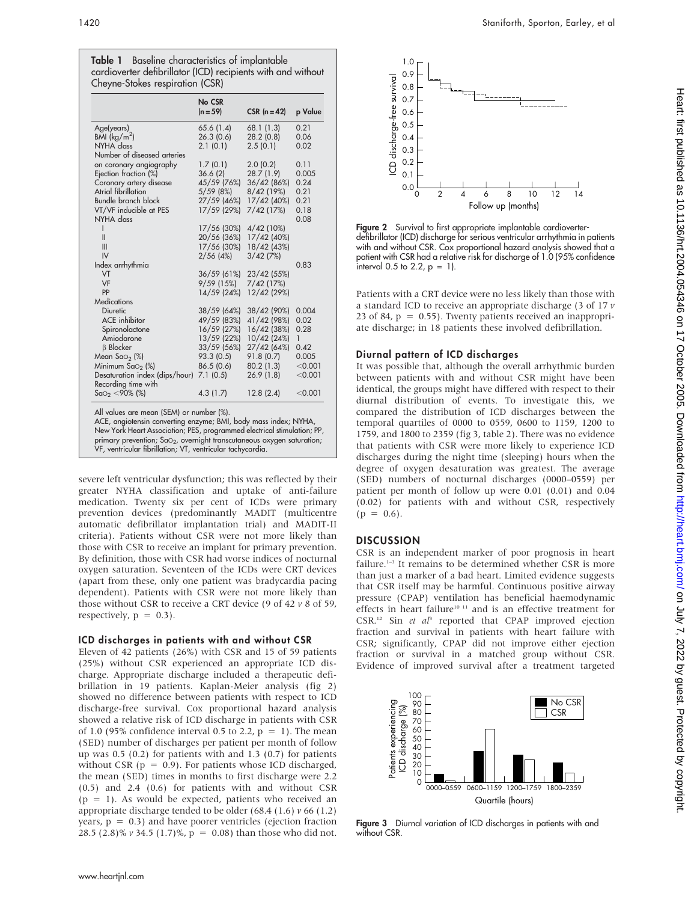**Table 1** Baseline characteristics of implantable cardioverter defibrillator (ICD) recipients with and without Cheyne-Stokes respiration (CSR)

| | No CSR (n = 59) | CSR (n = 42) | p Value |
|---|---|---|---|
| Age(years) | 65.6 (1.4) | 68.1 (1.3) | 0.21 |
| BMI (kg/m$^2$) | 26.3 (0.6) | 28.2 (0.8) | 0.06 |
| NYHA class | 2.1 (0.1) | 2.5 (0.1) | 0.02 |
| Number of diseased arteries on coronary angiography | 1.7 (0.1) | 2.0 (0.2) | 0.11 |
| Ejection fraction (%) | 36.6 (2) | 28.7 (1.9) | 0.005 |
| Coronary artery disease | 45/59 (76%) | 36/42 (86%) | 0.24 |
| Atrial fibrillation | 5/59 (8%) | 8/42 (19%) | 0.21 |
| Bundle branch block | 27/59 (46%) | 17/42 (40%) | 0.21 |
| VT/VF inducible at PES | 17/59 (29%) | 7/42 (17%) | 0.18 |
| NYHA class | | | 0.08 |
| I | 17/56 (30%) | 4/42 (10%) | |
| II | 20/56 (36%) | 17/42 (40%) | |
| III | 17/56 (30%) | 18/42 (43%) | |
| IV | 2/56 (4%) | 3/42 (7%) | |
| Index arrhythmia | | | 0.83 |
| VT | 36/59 (61%) | 23/42 (55%) | |
| VF | 9/59 (15%) | 7/42 (17%) | |
| PP | 14/59 (24%) | 12/42 (29%) | |
| Medications | | | |
| Diuretic | 38/59 (64%) | 38/42 (90%) | 0.004 |
| ACE inhibitor | 49/59 (83%) | 41/42 (98%) | 0.02 |
| Spironolactone | 16/59 (27%) | 16/42 (38%) | 0.28 |
| Amiodarone | 13/59 (22%) | 10/42 (24%) | 1 |
| β Blocker | 33/59 (56%) | 27/42 (64%) | 0.42 |
| Mean $SaO_2$ (%) | 93.3 (0.5) | 91.8 (0.7) | 0.005 |
| Minimum $SaO_2$ (%) | 86.5 (0.6) | 80.2 (1.3) | <0.001 |
| Desaturation index (dips/hour) | 7.1 (0.5) | 26.9 (1.8) | <0.001 |
| Recording time with $SaO_2$ <90% (%) | 4.3 (1.7) | 12.8 (2.4) | <0.001 |

All values are mean (SEM) or number (%).
ACE, angiotensin converting enzyme; BMI, body mass index; NYHA, New York Heart Association; PES, programmed electrical stimulation; PP, primary prevention; $SaO_2$, overnight transcutaneous oxygen saturation; VF, ventricular fibrillation; VT, ventricular tachycardia.

severe left ventricular dysfunction; this was reflected by their greater NYHA classification and uptake of anti-failure medication. Twenty six per cent of ICDs were primary prevention devices (predominantly MADIT (multicentre automatic defibrillator implantation trial) and MADIT-II criteria). Patients without CSR were not more likely than those with CSR to receive an implant for primary prevention. By definition, those with CSR had worse indices of nocturnal oxygen saturation. Seventeen of the ICDs were CRT devices (apart from these, only one patient was bradycardia pacing dependent). Patients with CSR were not more likely than those without CSR to receive a CRT device (9 of 42 *v* 8 of 59, respectively, p = 0.3).

### ICD discharges in patients with and without CSR

Eleven of 42 patients (26%) with CSR and 15 of 59 patients (25%) without CSR experienced an appropriate ICD discharge. Appropriate discharge included a therapeutic defibrillation in 19 patients. Kaplan-Meier analysis (fig 2) showed no difference between patients with respect to ICD discharge-free survival. Cox proportional hazard analysis showed a relative risk of ICD discharge in patients with CSR of 1.0 (95% confidence interval 0.5 to 2.2, p = 1). The mean (SED) number of discharges per patient per month of follow up was 0.5 (0.2) for patients with and 1.3 (0.7) for patients without CSR (p = 0.9). For patients whose ICD discharged, the mean (SED) times in months to first discharge were 2.2 (0.5) and 2.4 (0.6) for patients with and without CSR (p = 1). As would be expected, patients who received an appropriate discharge tended to be older (68.4 (1.6) *v* 66 (1.2) years, p = 0.3) and have poorer ventricles (ejection fraction 28.5 (2.8)% *v* 34.5 (1.7)%, p = 0.08) than those who did not.

**Figure 2** Survival to first appropriate implantable cardioverter-defibrillator (ICD) discharge for serious ventricular arrhythmia in patients with and without CSR. Cox proportional hazard analysis showed that a patient with CSR had a relative risk for discharge of 1.0 (95% confidence interval 0.5 to 2.2, p = 1).

Patients with a CRT device were no less likely than those with a standard ICD to receive an appropriate discharge (3 of 17 *v* 23 of 84, p = 0.55). Twenty patients received an inappropriate discharge; in 18 patients these involved defibrillation.

### Diurnal pattern of ICD discharges

It was possible that, although the overall arrhythmic burden between patients with and without CSR might have been identical, the groups might have differed with respect to their diurnal distribution of events. To investigate this, we compared the distribution of ICD discharges between the temporal quartiles of 0000 to 0559, 0600 to 1159, 1200 to 1759, and 1800 to 2359 (fig 3, table 2). There was no evidence that patients with CSR were more likely to experience ICD discharges during the night time (sleeping) hours when the degree of oxygen desaturation was greatest. The average (SED) numbers of nocturnal discharges (0000–0559) per patient per month of follow up were 0.01 (0.01) and 0.04 (0.02) for patients with and without CSR, respectively (p = 0.6).

## DISCUSSION

CSR is an independent marker of poor prognosis in heart failure.[1–3] It remains to be determined whether CSR is more than just a marker of a bad heart. Limited evidence suggests that CSR itself may be harmful. Continuous positive airway pressure (CPAP) ventilation has beneficial haemodynamic effects in heart failure[10 11] and is an effective treatment for CSR.[12] Sin *et al*[3] reported that CPAP improved ejection fraction and survival in patients with heart failure with CSR; significantly, CPAP did not improve either ejection fraction or survival in a matched group without CSR. Evidence of improved survival after a treatment targeted

**Figure 3** Diurnal variation of ICD discharges in patients with and without CSR.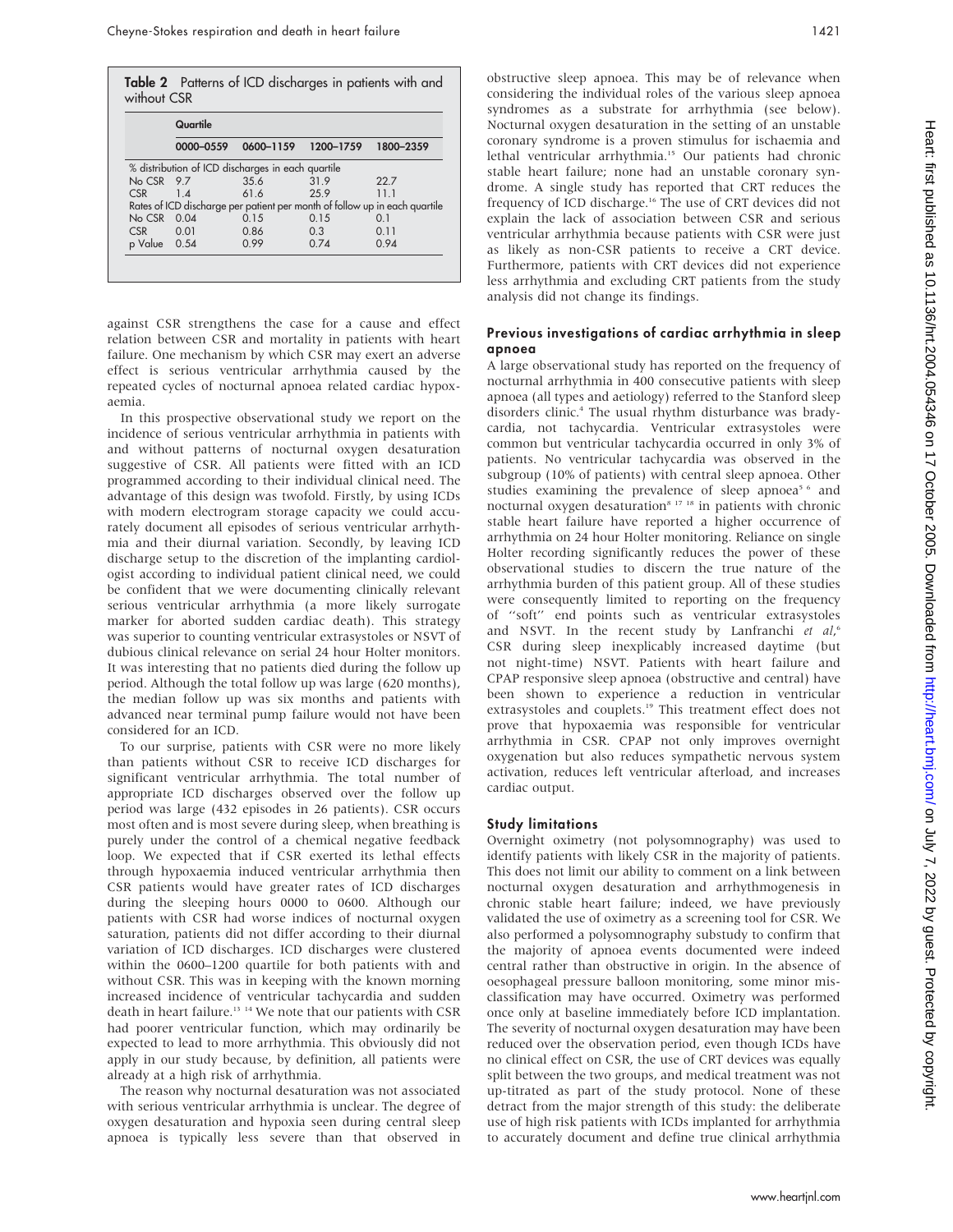**Table 2** Patterns of ICD discharges in patients with and without CSR

| | Quartile | | | |
|---|---|---|---|---|
| | 0000–0559 | 0600–1159 | 1200–1759 | 1800–2359 |
| % distribution of ICD discharges in each quartile | | | | |
| No CSR | 9.7 | 35.6 | 31.9 | 22.7 |
| CSR | 1.4 | 61.6 | 25.9 | 11.1 |
| Rates of ICD discharge per patient per month of follow up in each quartile | | | | |
| No CSR | 0.04 | 0.15 | 0.15 | 0.1 |
| CSR | 0.01 | 0.86 | 0.3 | 0.11 |
| p Value | 0.54 | 0.99 | 0.74 | 0.94 |

against CSR strengthens the case for a cause and effect relation between CSR and mortality in patients with heart failure. One mechanism by which CSR may exert an adverse effect is serious ventricular arrhythmia caused by the repeated cycles of nocturnal apnoea related cardiac hypoxaemia.

In this prospective observational study we report on the incidence of serious ventricular arrhythmia in patients with and without patterns of nocturnal oxygen desaturation suggestive of CSR. All patients were fitted with an ICD programmed according to their individual clinical need. The advantage of this design was twofold. Firstly, by using ICDs with modern electrogram storage capacity we could accurately document all episodes of serious ventricular arrhythmia and their diurnal variation. Secondly, by leaving ICD discharge setup to the discretion of the implanting cardiologist according to individual patient clinical need, we could be confident that we were documenting clinically relevant serious ventricular arrhythmia (a more likely surrogate marker for aborted sudden cardiac death). This strategy was superior to counting ventricular extrasystoles or NSVT of dubious clinical relevance on serial 24 hour Holter monitors. It was interesting that no patients died during the follow up period. Although the total follow up was large (620 months), the median follow up was six months and patients with advanced near terminal pump failure would not have been considered for an ICD.

To our surprise, patients with CSR were no more likely than patients without CSR to receive ICD discharges for significant ventricular arrhythmia. The total number of appropriate ICD discharges observed over the follow up period was large (432 episodes in 26 patients). CSR occurs most often and is most severe during sleep, when breathing is purely under the control of a chemical negative feedback loop. We expected that if CSR exerted its lethal effects through hypoxaemia induced ventricular arrhythmia then CSR patients would have greater rates of ICD discharges during the sleeping hours 0000 to 0600. Although our patients with CSR had worse indices of nocturnal oxygen saturation, patients did not differ according to their diurnal variation of ICD discharges. ICD discharges were clustered within the 0600–1200 quartile for both patients with and without CSR. This was in keeping with the known morning increased incidence of ventricular tachycardia and sudden death in heart failure.[13 14] We note that our patients with CSR had poorer ventricular function, which may ordinarily be expected to lead to more arrhythmia. This obviously did not apply in our study because, by definition, all patients were already at a high risk of arrhythmia.

The reason why nocturnal desaturation was not associated with serious ventricular arrhythmia is unclear. The degree of oxygen desaturation and hypoxia seen during central sleep apnoea is typically less severe than that observed in obstructive sleep apnoea. This may be of relevance when considering the individual roles of the various sleep apnoea syndromes as a substrate for arrhythmia (see below). Nocturnal oxygen desaturation in the setting of an unstable coronary syndrome is a proven stimulus for ischaemia and lethal ventricular arrhythmia.[15] Our patients had chronic stable heart failure; none had an unstable coronary syndrome. A single study has reported that CRT reduces the frequency of ICD discharge.[16] The use of CRT devices did not explain the lack of association between CSR and serious ventricular arrhythmia because patients with CSR were just as likely as non-CSR patients to receive a CRT device. Furthermore, patients with CRT devices did not experience less arrhythmia and excluding CRT patients from the study analysis did not change its findings.

## Previous investigations of cardiac arrhythmia in sleep apnoea

A large observational study has reported on the frequency of nocturnal arrhythmia in 400 consecutive patients with sleep apnoea (all types and aetiology) referred to the Stanford sleep disorders clinic.[4] The usual rhythm disturbance was bradycardia, not tachycardia. Ventricular extrasystoles were common but ventricular tachycardia occurred in only 3% of patients. No ventricular tachycardia was observed in the subgroup (10% of patients) with central sleep apnoea. Other studies examining the prevalence of sleep apnoea[5 6] and nocturnal oxygen desaturation[8 17 18] in patients with chronic stable heart failure have reported a higher occurrence of arrhythmia on 24 hour Holter monitoring. Reliance on single Holter recording significantly reduces the power of these observational studies to discern the true nature of the arrhythmia burden of this patient group. All of these studies were consequently limited to reporting on the frequency of "soft" end points such as ventricular extrasystoles and NSVT. In the recent study by Lanfranchi *et al*,[6] CSR during sleep inexplicably increased daytime (but not night-time) NSVT. Patients with heart failure and CPAP responsive sleep apnoea (obstructive and central) have been shown to experience a reduction in ventricular extrasystoles and couplets.[19] This treatment effect does not prove that hypoxaemia was responsible for ventricular arrhythmia in CSR. CPAP not only improves overnight oxygenation but also reduces sympathetic nervous system activation, reduces left ventricular afterload, and increases cardiac output.

## Study limitations

Overnight oximetry (not polysomnography) was used to identify patients with likely CSR in the majority of patients. This does not limit our ability to comment on a link between nocturnal oxygen desaturation and arrhythmogenesis in chronic stable heart failure; indeed, we have previously validated the use of oximetry as a screening tool for CSR. We also performed a polysomnography substudy to confirm that the majority of apnoea events documented were indeed central rather than obstructive in origin. In the absence of oesophageal pressure balloon monitoring, some minor misclassification may have occurred. Oximetry was performed once only at baseline immediately before ICD implantation. The severity of nocturnal oxygen desaturation may have been reduced over the observation period, even though ICDs have no clinical effect on CSR, the use of CRT devices was equally split between the two groups, and medical treatment was not up-titrated as part of the study protocol. None of these detract from the major strength of this study: the deliberate use of high risk patients with ICDs implanted for arrhythmia to accurately document and define true clinical arrhythmia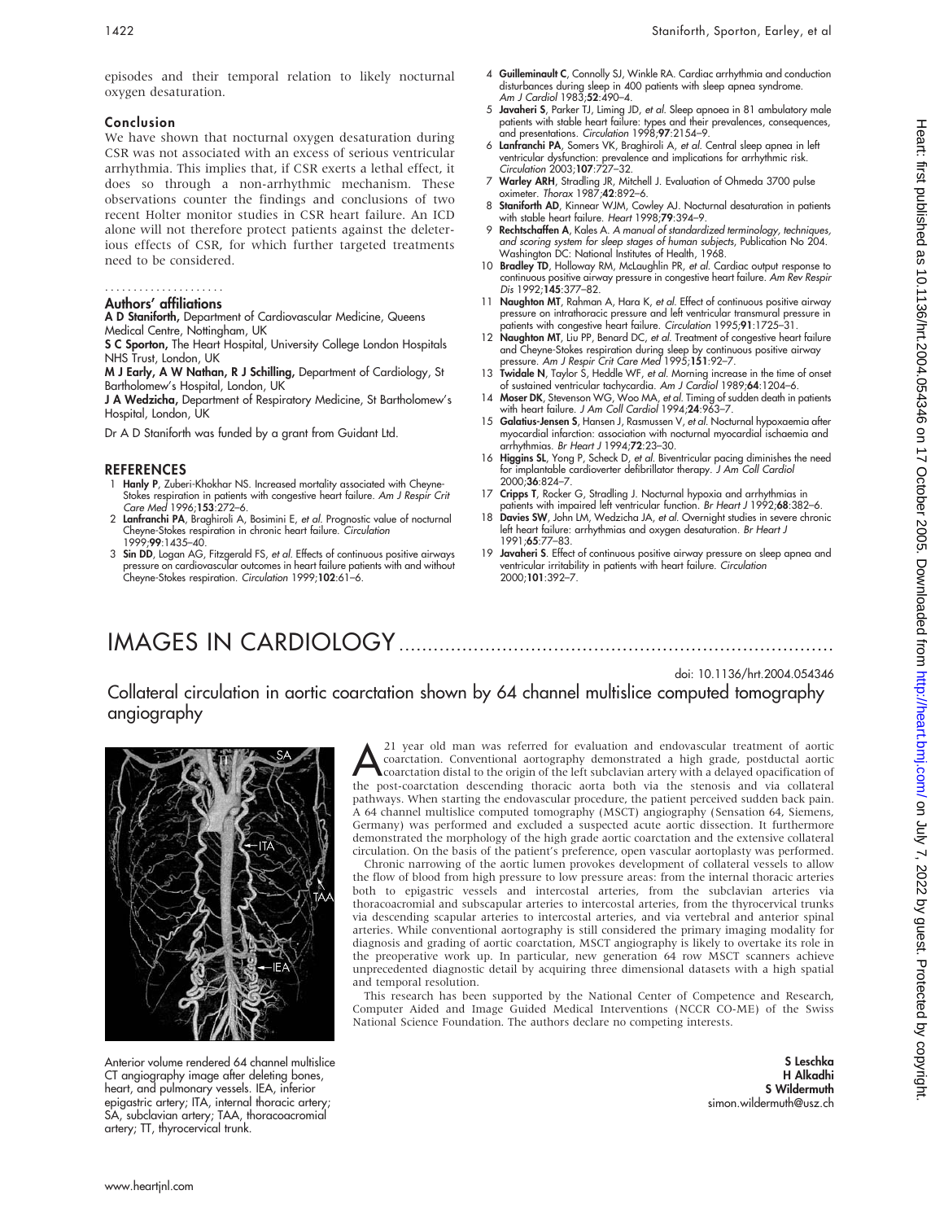episodes and their temporal relation to likely nocturnal oxygen desaturation.

## Conclusion

We have shown that nocturnal oxygen desaturation during CSR was not associated with an excess of serious ventricular arrhythmia. This implies that, if CSR exerts a lethal effect, it does so through a non-arrhythmic mechanism. These observations counter the findings and conclusions of two recent Holter monitor studies in CSR heart failure. An ICD alone will not therefore protect patients against the deleterious effects of CSR, for which further targeted treatments need to be considered.

### Authors' affiliations

**A D Staniforth,** Department of Cardiovascular Medicine, Queens Medical Centre, Nottingham, UK

**S C Sporton,** The Heart Hospital, University College London Hospitals NHS Trust, London, UK

**M J Early, A W Nathan, R J Schilling,** Department of Cardiology, St Bartholomew's Hospital, London, UK

**J A Wedzicha,** Department of Respiratory Medicine, St Bartholomew's Hospital, London, UK

Dr A D Staniforth was funded by a grant from Guidant Ltd.

## REFERENCES

1. **Hanly P**, Zuberi-Khokhar NS. Increased mortality associated with Cheyne-Stokes respiration in patients with congestive heart failure. *Am J Respir Crit Care Med* 1996;**153**:272–6.
2. **Lanfranchi PA**, Braghiroli A, Bosimini E, *et al*. Prognostic value of nocturnal Cheyne-Stokes respiration in chronic heart failure. *Circulation* 1999;**99**:1435–40.
3. **Sin DD**, Logan AG, Fitzgerald FS, *et al*. Effects of continuous positive airways pressure on cardiovascular outcomes in heart failure patients with and without Cheyne-Stokes respiration. *Circulation* 1999;**102**:61–6.
4. **Guilleminault C**, Connolly SJ, Winkle RA. Cardiac arrhythmia and conduction disturbances during sleep in 400 patients with sleep apnea syndrome. *Am J Cardiol* 1983;**52**:490–4.
5. **Javaheri S**, Parker TJ, Liming JD, *et al*. Sleep apnoea in 81 ambulatory male patients with stable heart failure: types and their prevalences, consequences, and presentations. *Circulation* 1998;**97**:2154–9.
6. **Lanfranchi PA**, Somers VK, Braghiroli A, *et al*. Central sleep apnea in left ventricular dysfunction: prevalence and implications for arrhythmic risk. *Circulation* 2003;**107**:727–32.
7. **Warley ARH**, Stradling JR, Mitchell J. Evaluation of Ohmeda 3700 pulse oximeter. *Thorax* 1987;**42**:892–6.
8. **Staniforth AD**, Kinnear WJM, Cowley AJ. Nocturnal desaturation in patients with stable heart failure. *Heart* 1998;**79**:394–9.
9. **Rechtschaffen A**, Kales A. *A manual of standardized terminology, techniques, and scoring system for sleep stages of human subjects*, Publication No 204. Washington DC: National Institutes of Health, 1968.
10. **Bradley TD**, Holloway RM, McLaughlin PR, *et al*. Cardiac output response to continuous positive airway pressure in congestive heart failure. *Am Rev Respir Dis* 1992;**145**:377–82.
11. **Naughton MT**, Rahman A, Hara K, *et al*. Effect of continuous positive airway pressure on intrathoracic pressure and left ventricular transmural pressure in patients with congestive heart failure. *Circulation* 1995;**91**:1725–31.
12. **Naughton MT**, Liu PP, Benard DC, *et al*. Treatment of congestive heart failure and Cheyne-Stokes respiration during sleep by continuous positive airway pressure. *Am J Respir Crit Care Med* 1995;**151**:92–7.
13. **Twidale N**, Taylor S, Heddle WF, *et al*. Morning increase in the time of onset of sustained ventricular tachycardia. *Am J Cardiol* 1989;**64**:1204–6.
14. **Moser DK**, Stevenson WG, Woo MA, *et al*. Timing of sudden death in patients with heart failure. *J Am Coll Cardiol* 1994;**24**:963–7.
15. **Galatius-Jensen S**, Hansen J, Rasmussen V, *et al*. Nocturnal hypoxaemia after myocardial infarction: association with nocturnal myocardial ischaemia and arrhythmias. *Br Heart J* 1994;**72**:23–30.
16. **Higgins SL**, Yong P, Scheck D, *et al*. Biventricular pacing diminishes the need for implantable cardioverter defibrillator therapy. *J Am Coll Cardiol* 2000;**36**:824–7.
17. **Cripps T**, Rocker G, Stradling J. Nocturnal hypoxia and arrhythmias in patients with impaired left ventricular function. *Br Heart J* 1992;**68**:382–6.
18. **Davies SW**, John LM, Wedzicha JA, *et al*. Overnight studies in severe chronic left heart failure: arrhythmias and oxygen desaturation. *Br Heart J* 1991;**65**:77–83.
19. **Javaheri S**. Effect of continuous positive airway pressure on sleep apnea and ventricular irritability in patients with heart failure. *Circulation* 2000;**101**:392–7.

# IMAGES IN CARDIOLOGY

doi: 10.1136/hrt.2004.054346

## Collateral circulation in aortic coarctation shown by 64 channel multislice computed tomography angiography

Anterior volume rendered 64 channel multislice CT angiography image after deleting bones, heart, and pulmonary vessels. IEA, inferior epigastric artery; ITA, internal thoracic artery; SA, subclavian artery; TAA, thoracoacromial artery; TT, thyrocervical trunk.

A 21 year old man was referred for evaluation and endovascular treatment of aortic coarctation. Conventional aortography demonstrated a high grade, postductal aortic coarctation distal to the origin of the left subclavian artery with a delayed opacification of the post-coarctation descending thoracic aorta both via the stenosis and via collateral pathways. When starting the endovascular procedure, the patient perceived sudden back pain. A 64 channel multislice computed tomography (MSCT) angiography (Sensation 64, Siemens, Germany) was performed and excluded a suspected acute aortic dissection. It furthermore demonstrated the morphology of the high grade aortic coarctation and the extensive collateral circulation. On the basis of the patient's preference, open vascular aortoplasty was performed.

Chronic narrowing of the aortic lumen provokes development of collateral vessels to allow the flow of blood from high pressure to low pressure areas: from the internal thoracic arteries both to epigastric vessels and intercostal arteries, from the subclavian arteries via thoracoacromial and subscapular arteries to intercostal arteries, from the thyrocervical trunks via descending scapular arteries to intercostal arteries, and via vertebral and anterior spinal arteries. While conventional aortography is still considered the primary imaging modality for diagnosis and grading of aortic coarctation, MSCT angiography is likely to overtake its role in the preoperative work up. In particular, new generation 64 row MSCT scanners achieve unprecedented diagnostic detail by acquiring three dimensional datasets with a high spatial and temporal resolution.

This research has been supported by the National Center of Competence and Research, Computer Aided and Image Guided Medical Interventions (NCCR CO-ME) of the Swiss National Science Foundation. The authors declare no competing interests.

**S Leschka**
**H Alkadhi**
**S Wildermuth**
simon.wildermuth@usz.ch